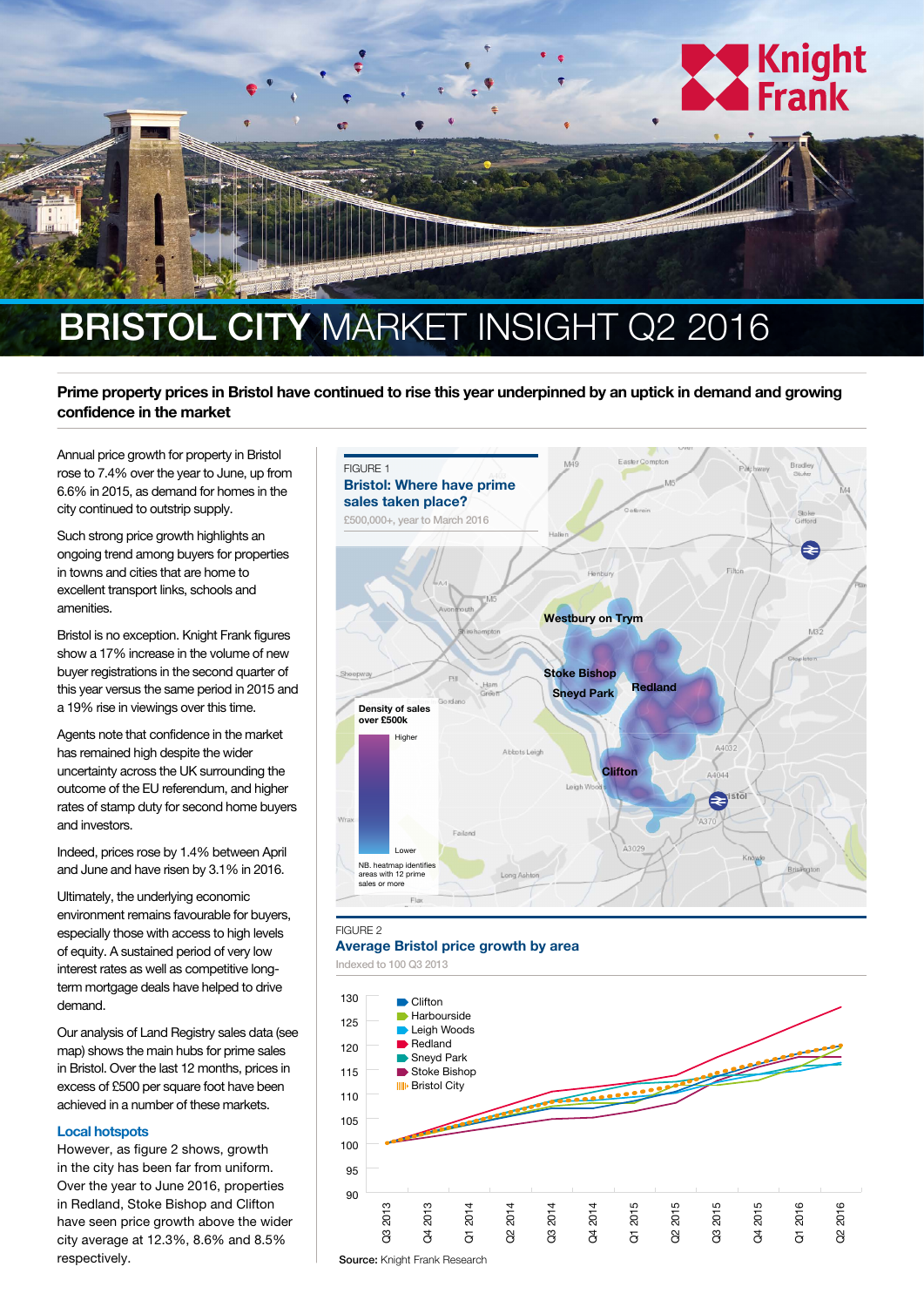# BRISTOL CITY MARKET INSIGHT Q2 2016

**Prime property prices in Bristol have continued to rise this year underpinned by an uptick in demand and growing confidence in the market**

Annual price growth for property in Bristol rose to 7.4% over the year to June, up from 6.6% in 2015, as demand for homes in the city continued to outstrip supply.

Such strong price growth highlights an ongoing trend among buyers for properties in towns and cities that are home to excellent transport links, schools and amenities.

Bristol is no exception. Knight Frank figures show a 17% increase in the volume of new buyer registrations in the second quarter of this year versus the same period in 2015 and a 19% rise in viewings over this time.

Agents note that confidence in the market has remained high despite the wider uncertainty across the UK surrounding the outcome of the EU referendum, and higher rates of stamp duty for second home buyers and investors.

Indeed, prices rose by 1.4% between April and June and have risen by 3.1% in 2016.

Ultimately, the underlying economic environment remains favourable for buyers, especially those with access to high levels of equity. A sustained period of very low interest rates as well as competitive long-term mortgage deals have helped to drive demand.

Our analysis of Land Registry sales data (see map) shows the main hubs for prime sales in Bristol. Over the last 12 months, prices in excess of £500 per square foot have been achieved in a number of these markets.

### Local hotspots

However, as figure 2 shows, growth in the city has been far from uniform. Over the year to June 2016, properties in Redland, Stoke Bishop and Clifton have seen price growth above the wider city average at 12.3%, 8.6% and 8.5% respectively.

FIGURE 1
**Bristol: Where have prime sales taken place?**
£500,000+, year to March 2016

Density of sales over £500k: Higher – Lower

NB. heatmap identifies areas with 12 prime sales or more

FIGURE 2
**Average Bristol price growth by area**
Indexed to 100 Q3 2013

Legend: Clifton, Harbourside, Leigh Woods, Redland, Sneyd Park, Stoke Bishop, Bristol City

**Source:** Knight Frank Research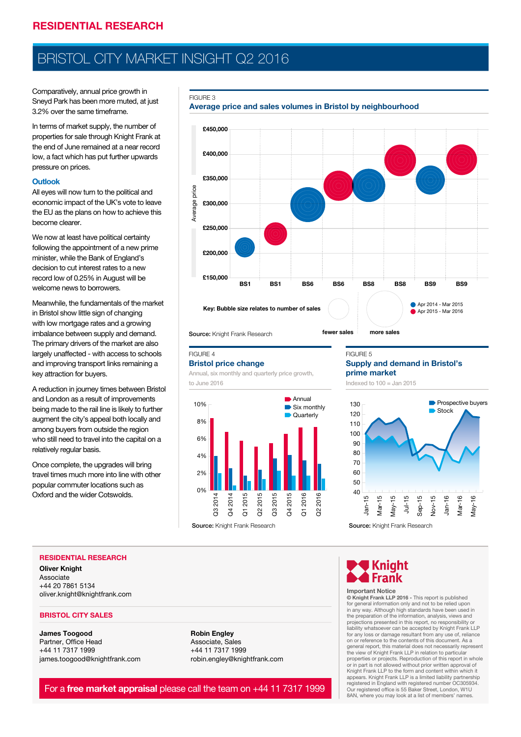# RESIDENTIAL RESEARCH

## BRISTOL CITY MARKET INSIGHT Q2 2016

Comparatively, annual price growth in Sneyd Park has been more muted, at just 3.2% over the same timeframe.

In terms of market supply, the number of properties for sale through Knight Frank at the end of June remained at a near record low, a fact which has put further upwards pressure on prices.

### Outlook

All eyes will now turn to the political and economic impact of the UK's vote to leave the EU as the plans on how to achieve this become clearer.

We now at least have political certainty following the appointment of a new prime minister, while the Bank of England's decision to cut interest rates to a new record low of 0.25% in August will be welcome news to borrowers.

Meanwhile, the fundamentals of the market in Bristol show little sign of changing with low mortgage rates and a growing imbalance between supply and demand. The primary drivers of the market are also largely unaffected - with access to schools and improving transport links remaining a key attraction for buyers.

A reduction in journey times between Bristol and London as a result of improvements being made to the rail line is likely to further augment the city's appeal both locally and among buyers from outside the region who still need to travel into the capital on a relatively regular basis.

Once complete, the upgrades will bring travel times much more into line with other popular commuter locations such as Oxford and the wider Cotswolds.

FIGURE 3
**Average price and sales volumes in Bristol by neighbourhood**

Average price
£450,000
£400,000
£350,000
£300,000
£250,000
£200,000
£150,000
BS1 BS1 BS6 BS6 BS8 BS8 BS9 BS9

Key: Bubble size relates to number of sales
fewer sales
more sales
Apr 2014 - Mar 2015
Apr 2015 - Mar 2016

**Source:** Knight Frank Research

FIGURE 4
**Bristol price change**
Annual, six monthly and quarterly price growth, to June 2016

Annual
Six monthly
Quarterly
10%
8%
6%
4%
2%
0%
Q3 2014 Q4 2014 Q1 2015 Q2 2015 Q3 2015 Q4 2015 Q1 2016 Q2 2016

**Source:** Knight Frank Research

FIGURE 5
**Supply and demand in Bristol's prime market**
Indexed to 100 = Jan 2015

Prospective buyers
Stock
130
120
110
100
90
80
70
60
50
40
Jan-15 Mar-15 May-15 Jul-15 Sep-15 Nov-15 Jan-16 Mar-16 May-16

**Source:** Knight Frank Research

**RESIDENTIAL RESEARCH**

**Oliver Knight**
Associate
+44 20 7861 5134
oliver.knight@knightfrank.com

**BRISTOL CITY SALES**

**James Toogood**
Partner, Office Head
+44 11 7317 1999
james.toogood@knightfrank.com

**Robin Engley**
Associate, Sales
+44 11 7317 1999
robin.engley@knightfrank.com

For a **free market appraisal** please call the team on +44 11 7317 1999

Knight Frank

**Important Notice**
**© Knight Frank LLP 2016** - This report is published for general information only and not to be relied upon in any way. Although high standards have been used in the preparation of the information, analysis, views and projections presented in this report, no responsibility or liability whatsoever can be accepted by Knight Frank LLP for any loss or damage resultant from any use of, reliance on or reference to the contents of this document. As a general report, this material does not necessarily represent the view of Knight Frank LLP in relation to particular properties or projects. Reproduction of this report in whole or in part is not allowed without prior written approval of Knight Frank LLP to the form and content within which it appears. Knight Frank LLP is a limited liability partnership registered in England with registered number OC305934. Our registered office is 55 Baker Street, London, W1U 8AN, where you may look at a list of members' names.